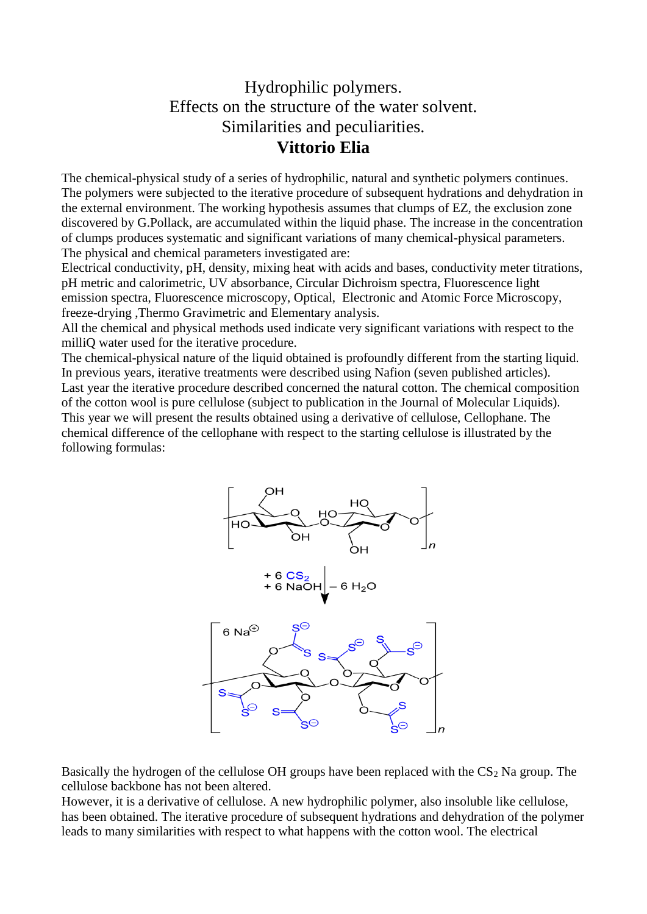# Hydrophilic polymers.
# Effects on the structure of the water solvent.
# Similarities and peculiarities.
# **Vittorio Elia**

The chemical-physical study of a series of hydrophilic, natural and synthetic polymers continues. The polymers were subjected to the iterative procedure of subsequent hydrations and dehydration in the external environment. The working hypothesis assumes that clumps of EZ, the exclusion zone discovered by G.Pollack, are accumulated within the liquid phase. The increase in the concentration of clumps produces systematic and significant variations of many chemical-physical parameters. The physical and chemical parameters investigated are:

Electrical conductivity, pH, density, mixing heat with acids and bases, conductivity meter titrations, pH metric and calorimetric, UV absorbance, Circular Dichroism spectra, Fluorescence light emission spectra, Fluorescence microscopy, Optical, Electronic and Atomic Force Microscopy, freeze-drying ,Thermo Gravimetric and Elementary analysis.

All the chemical and physical methods used indicate very significant variations with respect to the milliQ water used for the iterative procedure.

The chemical-physical nature of the liquid obtained is profoundly different from the starting liquid. In previous years, iterative treatments were described using Nafion (seven published articles). Last year the iterative procedure described concerned the natural cotton. The chemical composition of the cotton wool is pure cellulose (subject to publication in the Journal of Molecular Liquids). This year we will present the results obtained using a derivative of cellulose, Cellophane. The chemical difference of the cellophane with respect to the starting cellulose is illustrated by the following formulas:

$$\xrightarrow[\ -\ 6\ H_2O\ ]{+\ 6\ CS_2\ +\ 6\ NaOH}$$

Basically the hydrogen of the cellulose OH groups have been replaced with the $CS_2$ Na group. The cellulose backbone has not been altered.

However, it is a derivative of cellulose. A new hydrophilic polymer, also insoluble like cellulose, has been obtained. The iterative procedure of subsequent hydrations and dehydration of the polymer leads to many similarities with respect to what happens with the cotton wool. The electrical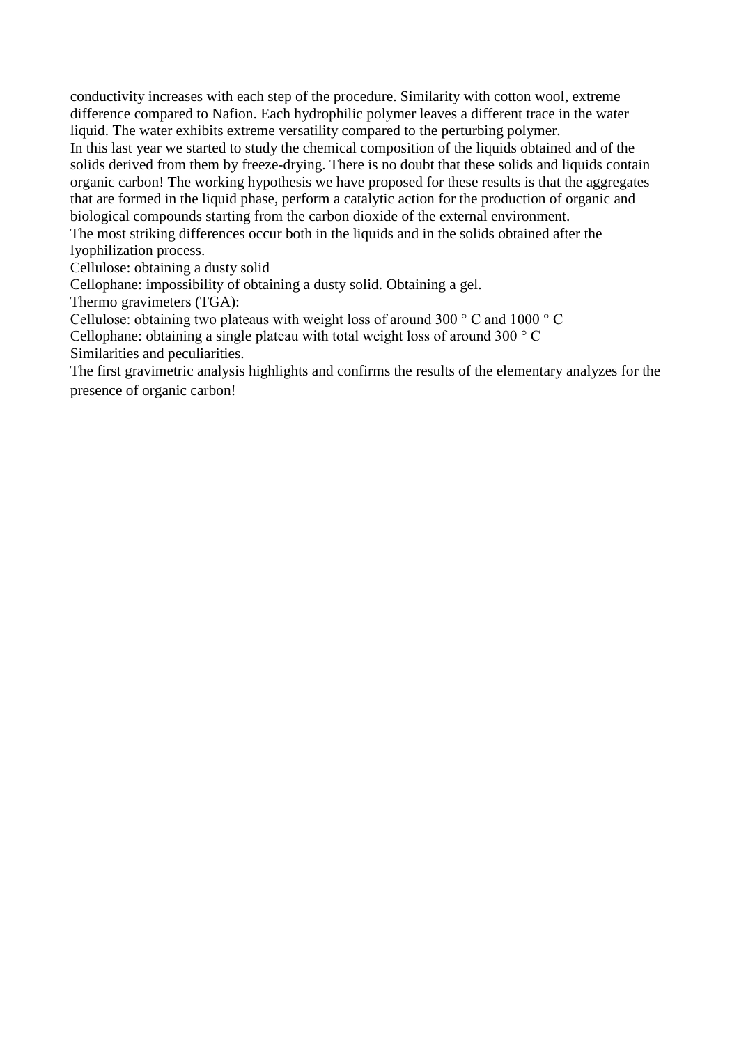conductivity increases with each step of the procedure. Similarity with cotton wool, extreme difference compared to Nafion. Each hydrophilic polymer leaves a different trace in the water liquid. The water exhibits extreme versatility compared to the perturbing polymer.

In this last year we started to study the chemical composition of the liquids obtained and of the solids derived from them by freeze-drying. There is no doubt that these solids and liquids contain organic carbon! The working hypothesis we have proposed for these results is that the aggregates that are formed in the liquid phase, perform a catalytic action for the production of organic and biological compounds starting from the carbon dioxide of the external environment.

The most striking differences occur both in the liquids and in the solids obtained after the lyophilization process.

Cellulose: obtaining a dusty solid

Cellophane: impossibility of obtaining a dusty solid. Obtaining a gel.

Thermo gravimeters (TGA):

Cellulose: obtaining two plateaus with weight loss of around 300 ° C and 1000 ° C

Cellophane: obtaining a single plateau with total weight loss of around 300 ° C

Similarities and peculiarities.

The first gravimetric analysis highlights and confirms the results of the elementary analyzes for the presence of organic carbon!